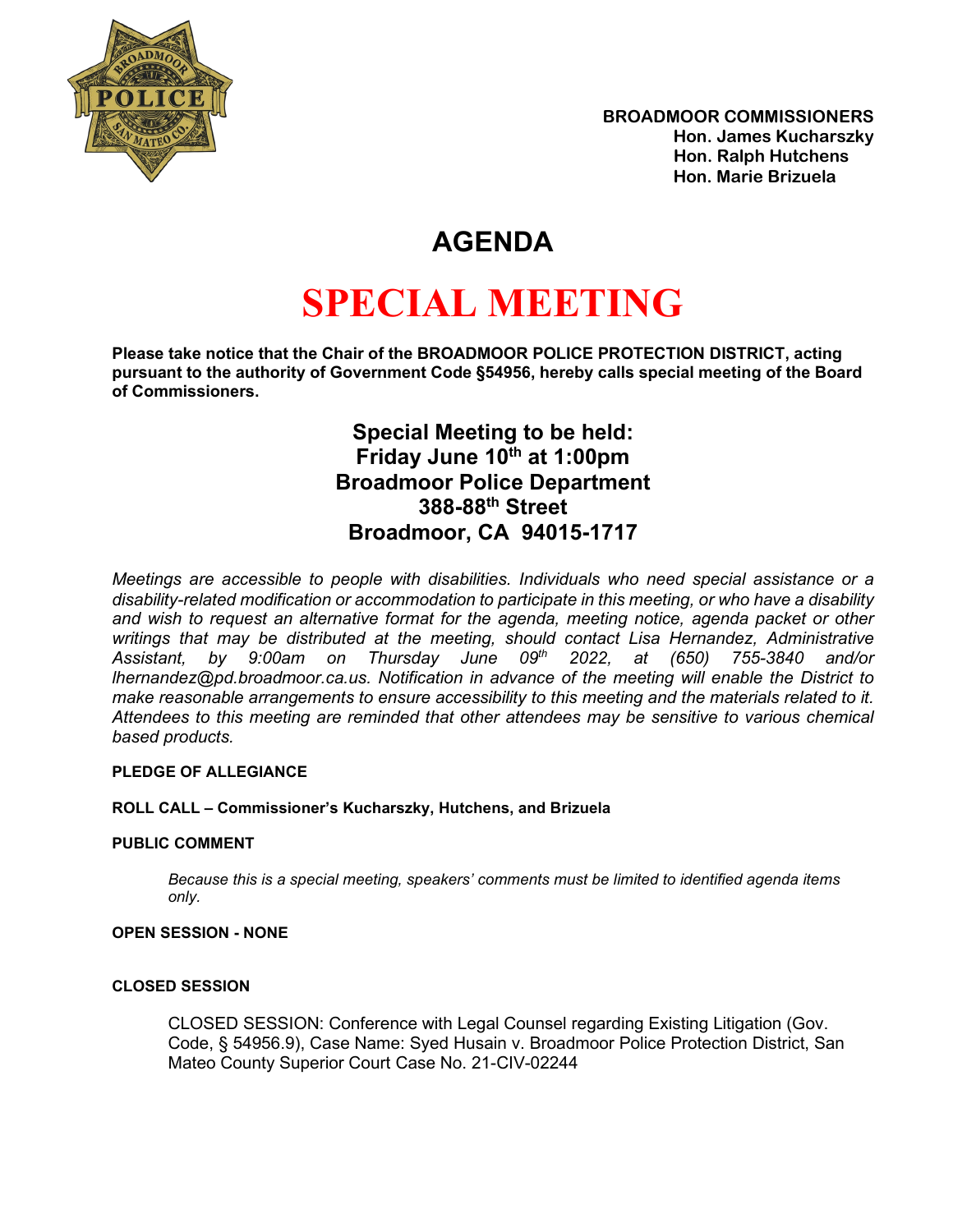**BROADMOOR COMMISSIONERS**
**Hon. James Kucharszky**
**Hon. Ralph Hutchens**
**Hon. Marie Brizuela**

# AGENDA

# SPECIAL MEETING

**Please take notice that the Chair of the BROADMOOR POLICE PROTECTION DISTRICT, acting pursuant to the authority of Government Code §54956, hereby calls special meeting of the Board of Commissioners.**

### Special Meeting to be held:
### Friday June 10th at 1:00pm
### Broadmoor Police Department
### 388-88th Street
### Broadmoor, CA 94015-1717

*Meetings are accessible to people with disabilities. Individuals who need special assistance or a disability-related modification or accommodation to participate in this meeting, or who have a disability and wish to request an alternative format for the agenda, meeting notice, agenda packet or other writings that may be distributed at the meeting, should contact Lisa Hernandez, Administrative Assistant, by 9:00am on Thursday June 09th 2022, at (650) 755-3840 and/or lhernandez@pd.broadmoor.ca.us. Notification in advance of the meeting will enable the District to make reasonable arrangements to ensure accessibility to this meeting and the materials related to it. Attendees to this meeting are reminded that other attendees may be sensitive to various chemical based products.*

**PLEDGE OF ALLEGIANCE**

**ROLL CALL – Commissioner's Kucharszky, Hutchens, and Brizuela**

**PUBLIC COMMENT**

*Because this is a special meeting, speakers' comments must be limited to identified agenda items only.*

**OPEN SESSION - NONE**

**CLOSED SESSION**

CLOSED SESSION: Conference with Legal Counsel regarding Existing Litigation (Gov. Code, § 54956.9), Case Name: Syed Husain v. Broadmoor Police Protection District, San Mateo County Superior Court Case No. 21-CIV-02244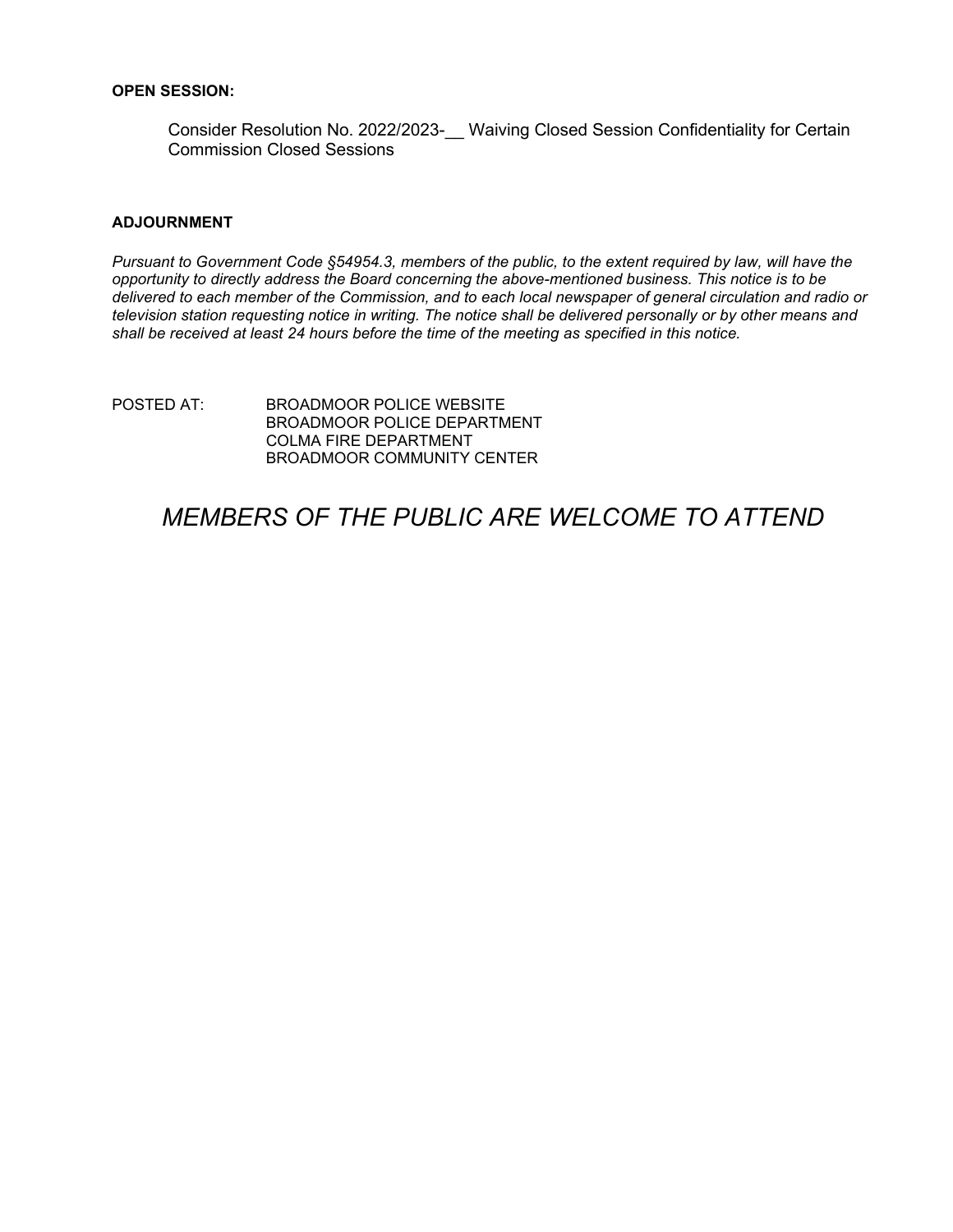**OPEN SESSION:**

Consider Resolution No. 2022/2023-__ Waiving Closed Session Confidentiality for Certain Commission Closed Sessions

**ADJOURNMENT**

*Pursuant to Government Code §54954.3, members of the public, to the extent required by law, will have the opportunity to directly address the Board concerning the above-mentioned business. This notice is to be delivered to each member of the Commission, and to each local newspaper of general circulation and radio or television station requesting notice in writing. The notice shall be delivered personally or by other means and shall be received at least 24 hours before the time of the meeting as specified in this notice.*

POSTED AT: BROADMOOR POLICE WEBSITE
BROADMOOR POLICE DEPARTMENT
COLMA FIRE DEPARTMENT
BROADMOOR COMMUNITY CENTER

## *MEMBERS OF THE PUBLIC ARE WELCOME TO ATTEND*